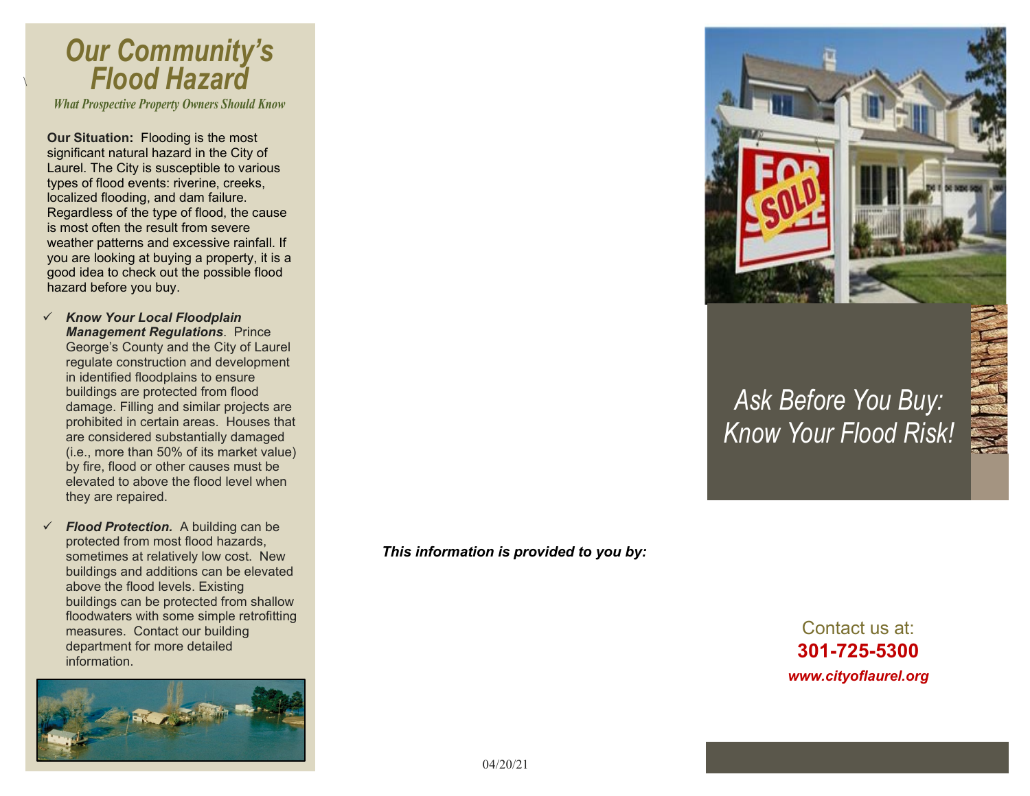# Our Community's Flood Hazard

*What Prospective Property Owners Should Know*

**Our Situation:** Flooding is the most significant natural hazard in the City of Laurel. The City is susceptible to various types of flood events: riverine, creeks, localized flooding, and dam failure. Regardless of the type of flood, the cause is most often the result from severe weather patterns and excessive rainfall. If you are looking at buying a property, it is a good idea to check out the possible flood hazard before you buy.

- ✓ ***Know Your Local Floodplain Management Regulations***. Prince George's County and the City of Laurel regulate construction and development in identified floodplains to ensure buildings are protected from flood damage. Filling and similar projects are prohibited in certain areas. Houses that are considered substantially damaged (i.e., more than 50% of its market value) by fire, flood or other causes must be elevated to above the flood level when they are repaired.

- ✓ ***Flood Protection.*** A building can be protected from most flood hazards, sometimes at relatively low cost. New buildings and additions can be elevated above the flood levels. Existing buildings can be protected from shallow floodwaters with some simple retrofitting measures. Contact our building department for more detailed information.

***This information is provided to you by:***

04/20/21

## *Ask Before You Buy: Know Your Flood Risk!*

Contact us at:

**301-725-5300**

***www.cityoflaurel.org***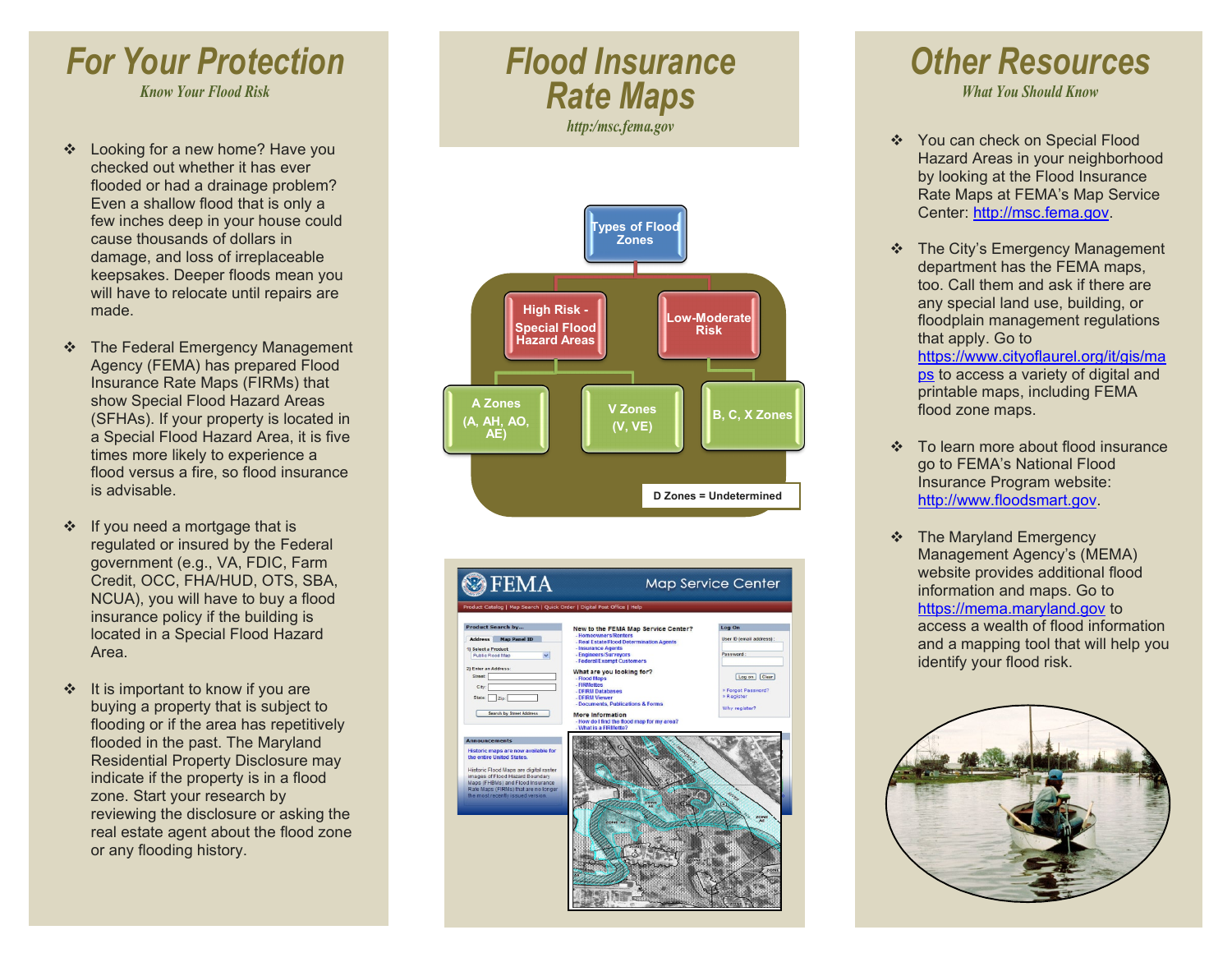# For Your Protection

*Know Your Flood Risk*

- Looking for a new home? Have you checked out whether it has ever flooded or had a drainage problem? Even a shallow flood that is only a few inches deep in your house could cause thousands of dollars in damage, and loss of irreplaceable keepsakes. Deeper floods mean you will have to relocate until repairs are made.

- The Federal Emergency Management Agency (FEMA) has prepared Flood Insurance Rate Maps (FIRMs) that show Special Flood Hazard Areas (SFHAs). If your property is located in a Special Flood Hazard Area, it is five times more likely to experience a flood versus a fire, so flood insurance is advisable.

- If you need a mortgage that is regulated or insured by the Federal government (e.g., VA, FDIC, Farm Credit, OCC, FHA/HUD, OTS, SBA, NCUA), you will have to buy a flood insurance policy if the building is located in a Special Flood Hazard Area.

- It is important to know if you are buying a property that is subject to flooding or if the area has repetitively flooded in the past. The Maryland Residential Property Disclosure may indicate if the property is in a flood zone. Start your research by reviewing the disclosure or asking the real estate agent about the flood zone or any flooding history.

# Flood Insurance Rate Maps

*http:/msc.fema.gov*

Types of Flood Zones

High Risk - Special Flood Hazard Areas

Low-Moderate Risk

A Zones (A, AH, AO, AE)

V Zones (V, VE)

B, C, X Zones

D Zones = Undetermined

# Other Resources

*What You Should Know*

- You can check on Special Flood Hazard Areas in your neighborhood by looking at the Flood Insurance Rate Maps at FEMA's Map Service Center: http://msc.fema.gov.

- The City's Emergency Management department has the FEMA maps, too. Call them and ask if there are any special land use, building, or floodplain management regulations that apply. Go to https://www.cityoflaurel.org/it/gis/maps to access a variety of digital and printable maps, including FEMA flood zone maps.

- To learn more about flood insurance go to FEMA's National Flood Insurance Program website: http://www.floodsmart.gov.

- The Maryland Emergency Management Agency's (MEMA) website provides additional flood information and maps. Go to https://mema.maryland.gov to access a wealth of flood information and a mapping tool that will help you identify your flood risk.